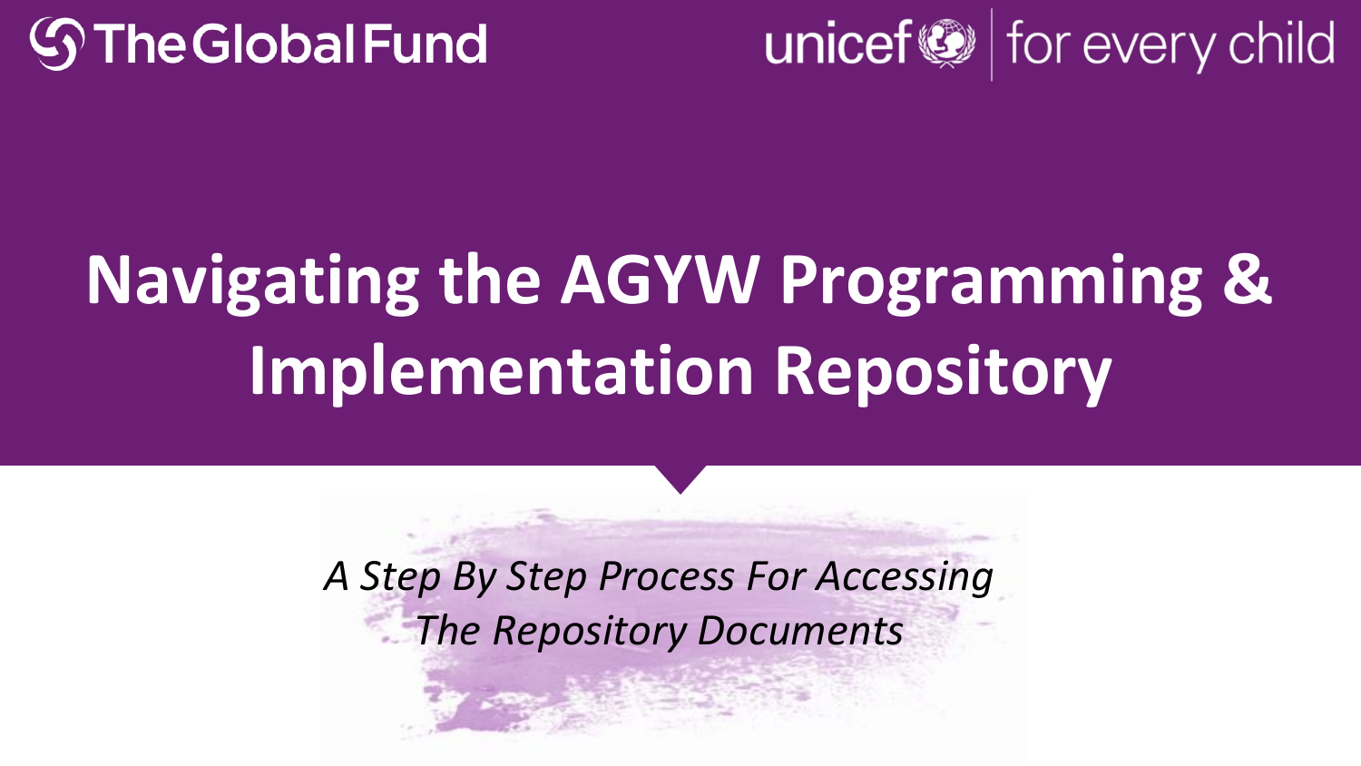The Global Fund

unicef for every child

# Navigating the AGYW Programming & Implementation Repository

*A Step By Step Process For Accessing The Repository Documents*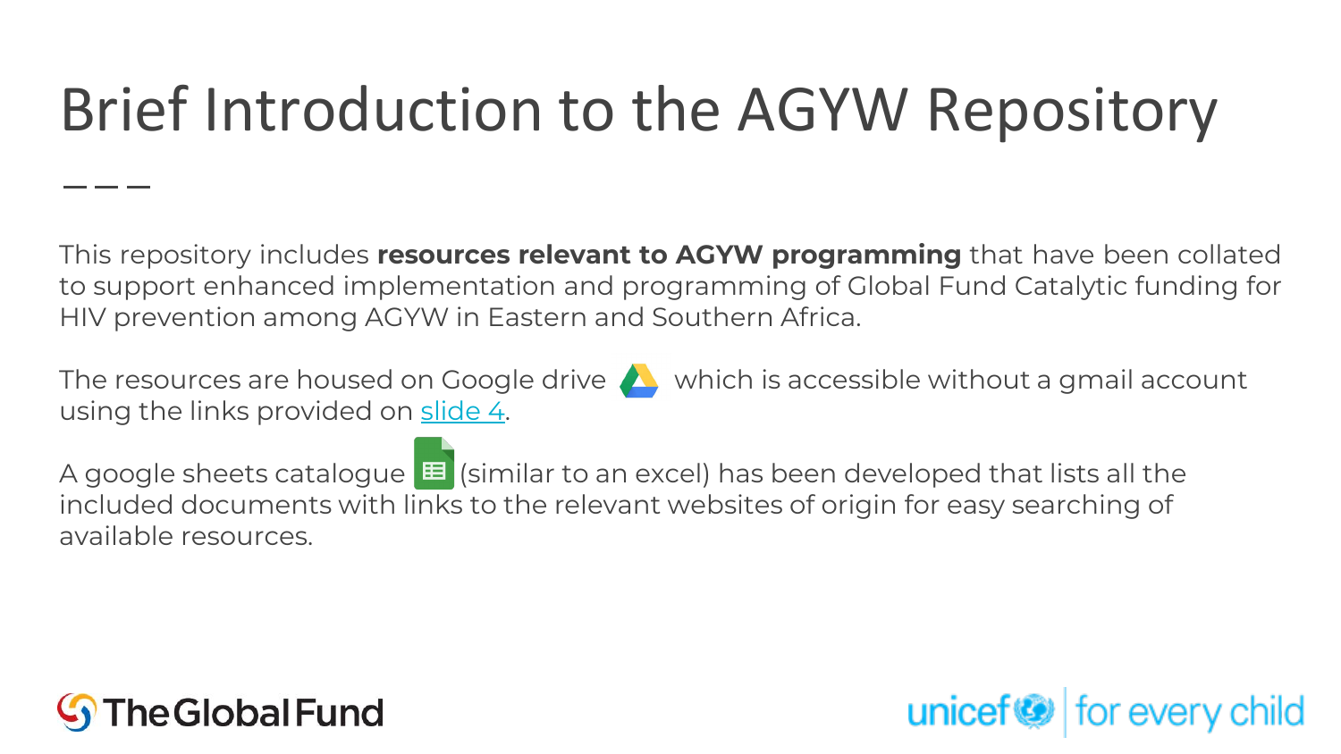# Brief Introduction to the AGYW Repository

This repository includes **resources relevant to AGYW programming** that have been collated to support enhanced implementation and programming of Global Fund Catalytic funding for HIV prevention among AGYW in Eastern and Southern Africa.

The resources are housed on Google drive which is accessible without a gmail account using the links provided on [slide 4](#).

A google sheets catalogue (similar to an excel) has been developed that lists all the included documents with links to the relevant websites of origin for easy searching of available resources.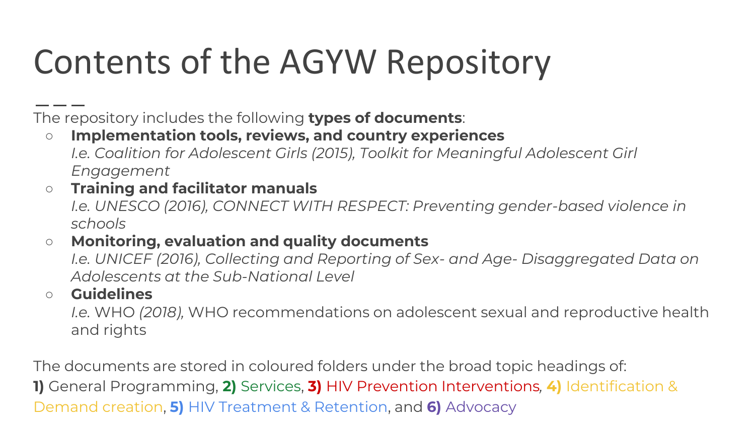# Contents of the AGYW Repository

The repository includes the following **types of documents**:

- **Implementation tools, reviews, and country experiences**
  *I.e. Coalition for Adolescent Girls (2015), Toolkit for Meaningful Adolescent Girl Engagement*
- **Training and facilitator manuals**
  *I.e. UNESCO (2016), CONNECT WITH RESPECT: Preventing gender-based violence in schools*
- **Monitoring, evaluation and quality documents**
  *I.e. UNICEF (2016), Collecting and Reporting of Sex- and Age- Disaggregated Data on Adolescents at the Sub-National Level*
- **Guidelines**
  *I.e.* WHO *(2018),* WHO recommendations on adolescent sexual and reproductive health and rights

The documents are stored in coloured folders under the broad topic headings of:
**1)** General Programming, **2)** Services, **3)** HIV Prevention Interventions, **4)** Identification & Demand creation, **5)** HIV Treatment & Retention, and **6)** Advocacy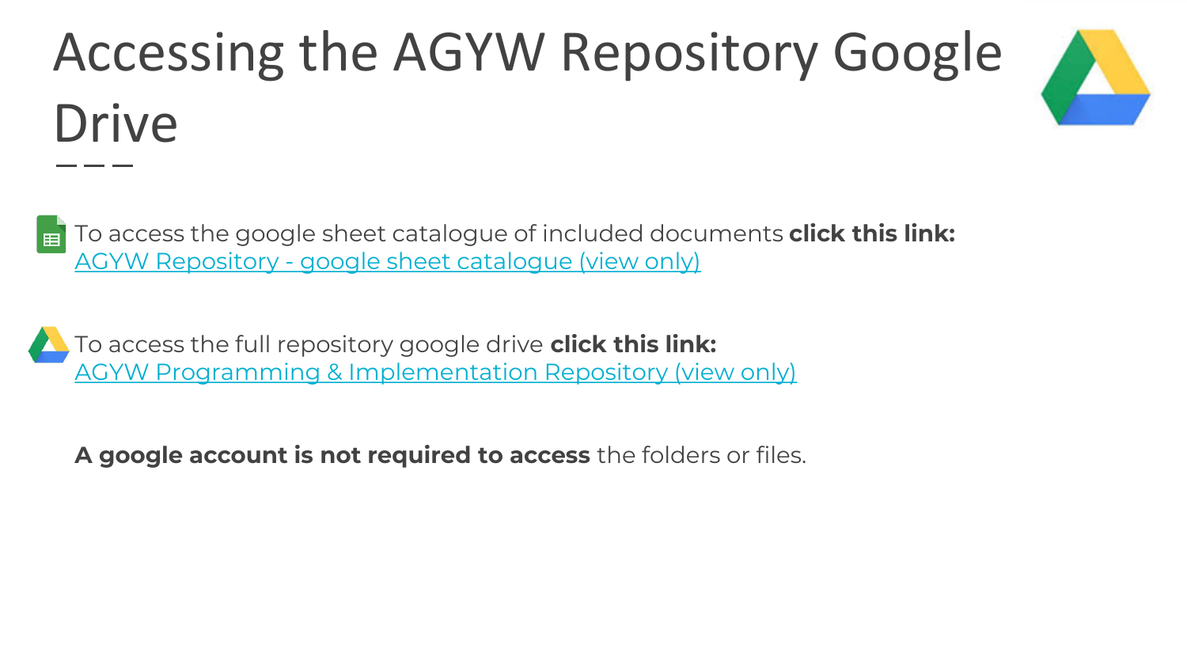# Accessing the AGYW Repository Google Drive

To access the google sheet catalogue of included documents **click this link:**
AGYW Repository - google sheet catalogue (view only)

To access the full repository google drive **click this link:**
AGYW Programming & Implementation Repository (view only)

**A google account is not required to access** the folders or files.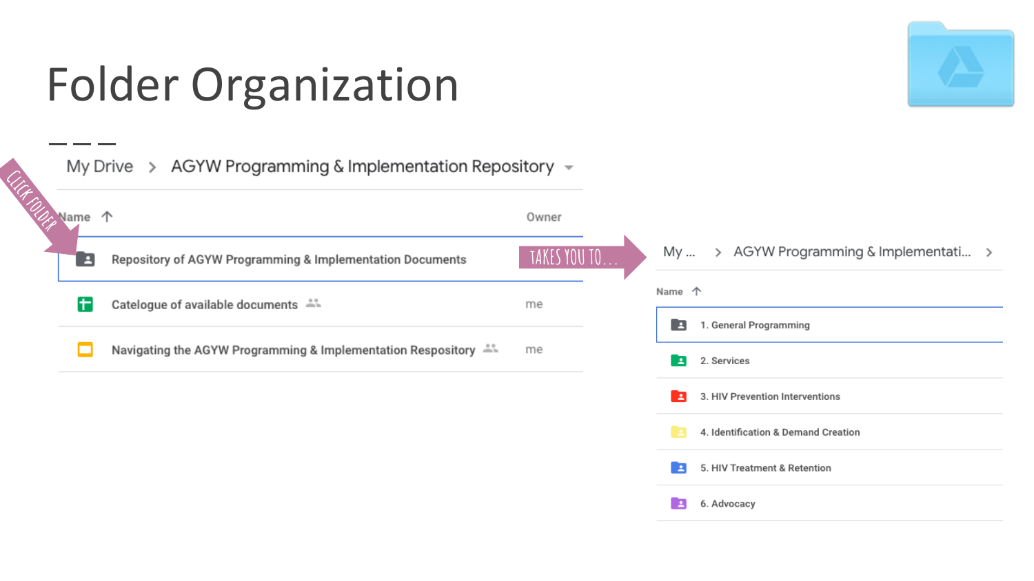# Folder Organization

My Drive > AGYW Programming & Implementation Repository

CLICK FOLDER

| Name ↑ | Owner |
| --- | --- |
| Repository of AGYW Programming & Implementation Documents | |
| Catalogue of available documents | me |
| Navigating the AGYW Programming & Implementation Respository | me |

TAKES YOU TO...

My ... > AGYW Programming & Implementati... >

| Name ↑ |
| --- |
| 1. General Programming |
| 2. Services |
| 3. HIV Prevention Interventions |
| 4. Identification & Demand Creation |
| 5. HIV Treatment & Retention |
| 6. Advocacy |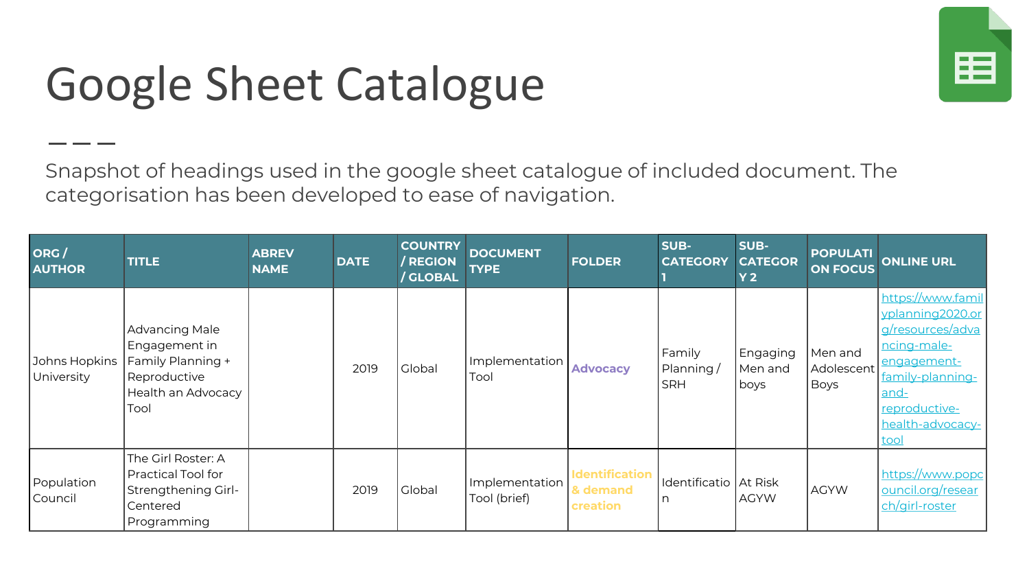# Google Sheet Catalogue

Snapshot of headings used in the google sheet catalogue of included document. The categorisation has been developed to ease of navigation.

| ORG / AUTHOR | TITLE | ABREV NAME | DATE | COUNTRY / REGION / GLOBAL | DOCUMENT TYPE | FOLDER | SUB-CATEGORY 1 | SUB-CATEGORY 2 | POPULATION FOCUS | ONLINE URL |
|---|---|---|---|---|---|---|---|---|---|---|
| Johns Hopkins University | Advancing Male Engagement in Family Planning + Reproductive Health an Advocacy Tool | | 2019 | Global | Implementation Tool | Advocacy | Family Planning / SRH | Engaging Men and boys | Men and Adolescent Boys | https://www.familyplanning2020.org/resources/advancing-male-engagement-family-planning-and-reproductive-health-advocacy-tool |
| Population Council | The Girl Roster: A Practical Tool for Strengthening Girl-Centered Programming | | 2019 | Global | Implementation Tool (brief) | Identification & demand creation | Identification | At Risk AGYW | AGYW | https://www.popcouncil.org/research/girl-roster |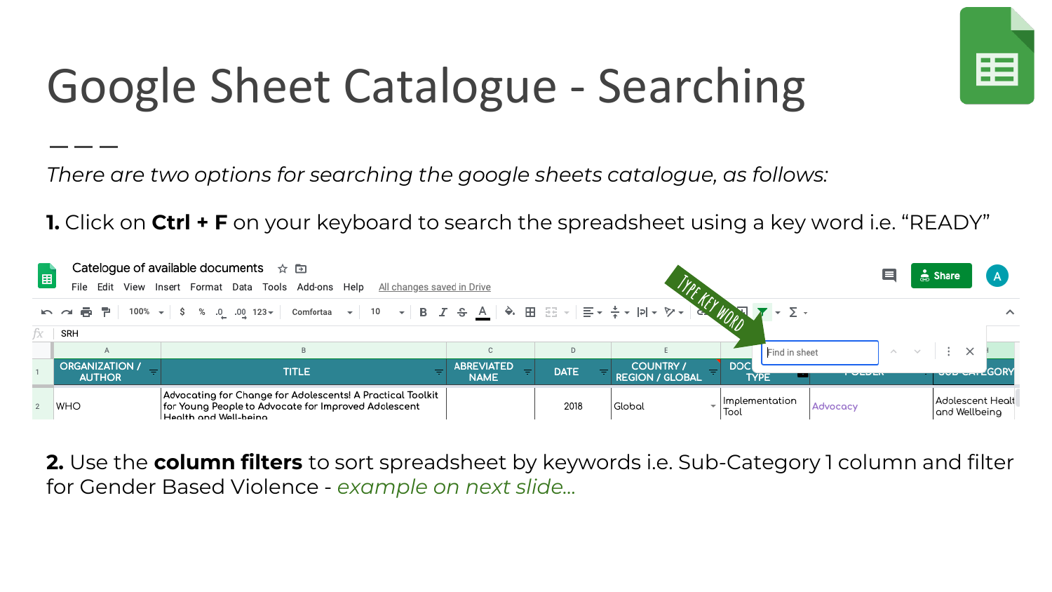# Google Sheet Catalogue - Searching

*There are two options for searching the google sheets catalogue, as follows:*

**1.** Click on **Ctrl + F** on your keyboard to search the spreadsheet using a key word i.e. “READY”

**2.** Use the **column filters** to sort spreadsheet by keywords i.e. Sub-Category 1 column and filter for Gender Based Violence - *example on next slide…*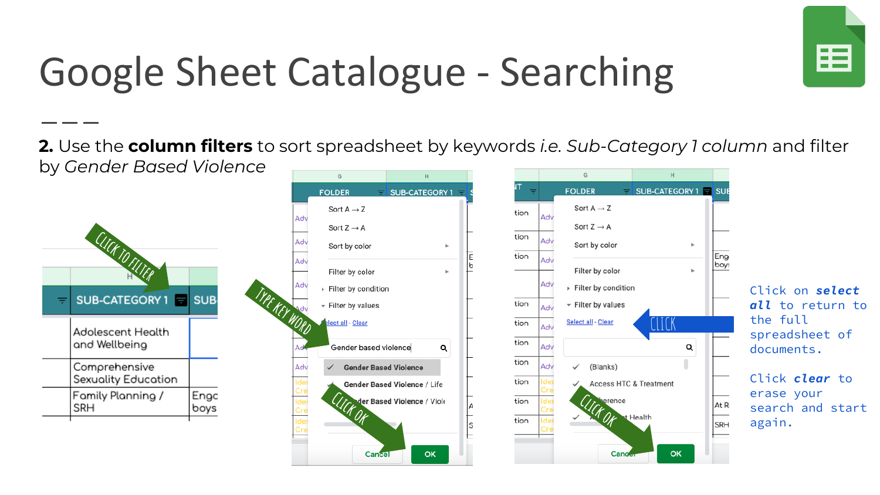# Google Sheet Catalogue - Searching

**2.** Use the **column filters** to sort spreadsheet by keywords *i.e. Sub-Category 1 column* and filter by *Gender Based Violence*

CLICK TO FILTER

TYPE KEY WORD

CLICK OK

CLICK

CLICK OK

Click on ***select all*** to return to the full spreadsheet of documents.

Click ***clear*** to erase your search and start again.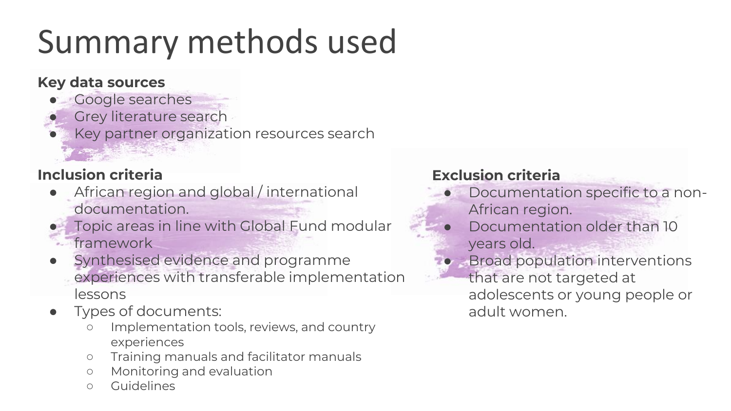# Summary methods used

**Key data sources**

- Google searches
- Grey literature search
- Key partner organization resources search

**Inclusion criteria**

- African region and global / international documentation.
- Topic areas in line with Global Fund modular framework
- Synthesised evidence and programme experiences with transferable implementation lessons
- Types of documents:
  - Implementation tools, reviews, and country experiences
  - Training manuals and facilitator manuals
  - Monitoring and evaluation
  - Guidelines

**Exclusion criteria**

- Documentation specific to a non-African region.
- Documentation older than 10 years old.
- Broad population interventions that are not targeted at adolescents or young people or adult women.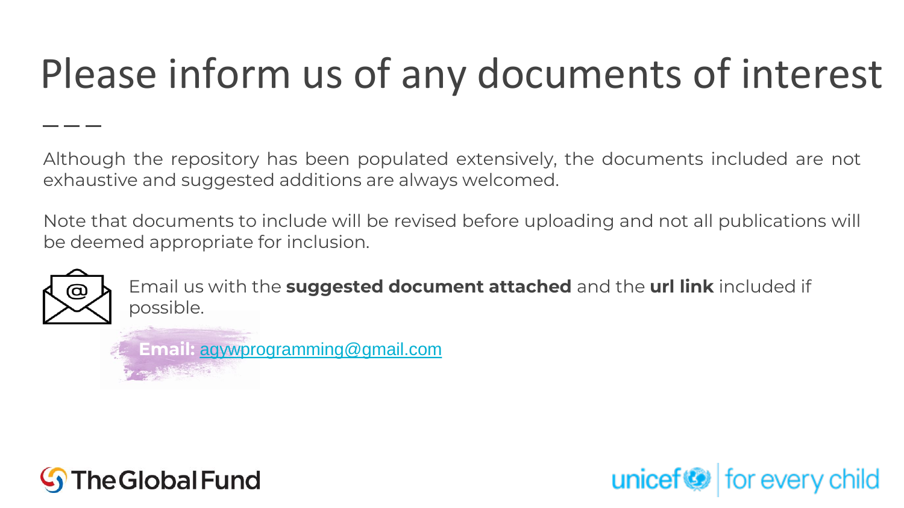# Please inform us of any documents of interest

Although the repository has been populated extensively, the documents included are not exhaustive and suggested additions are always welcomed.

Note that documents to include will be revised before uploading and not all publications will be deemed appropriate for inclusion.

Email us with the **suggested document attached** and the **url link** included if possible.

**Email:** agywprogramming@gmail.com

The Global Fund

unicef | for every child